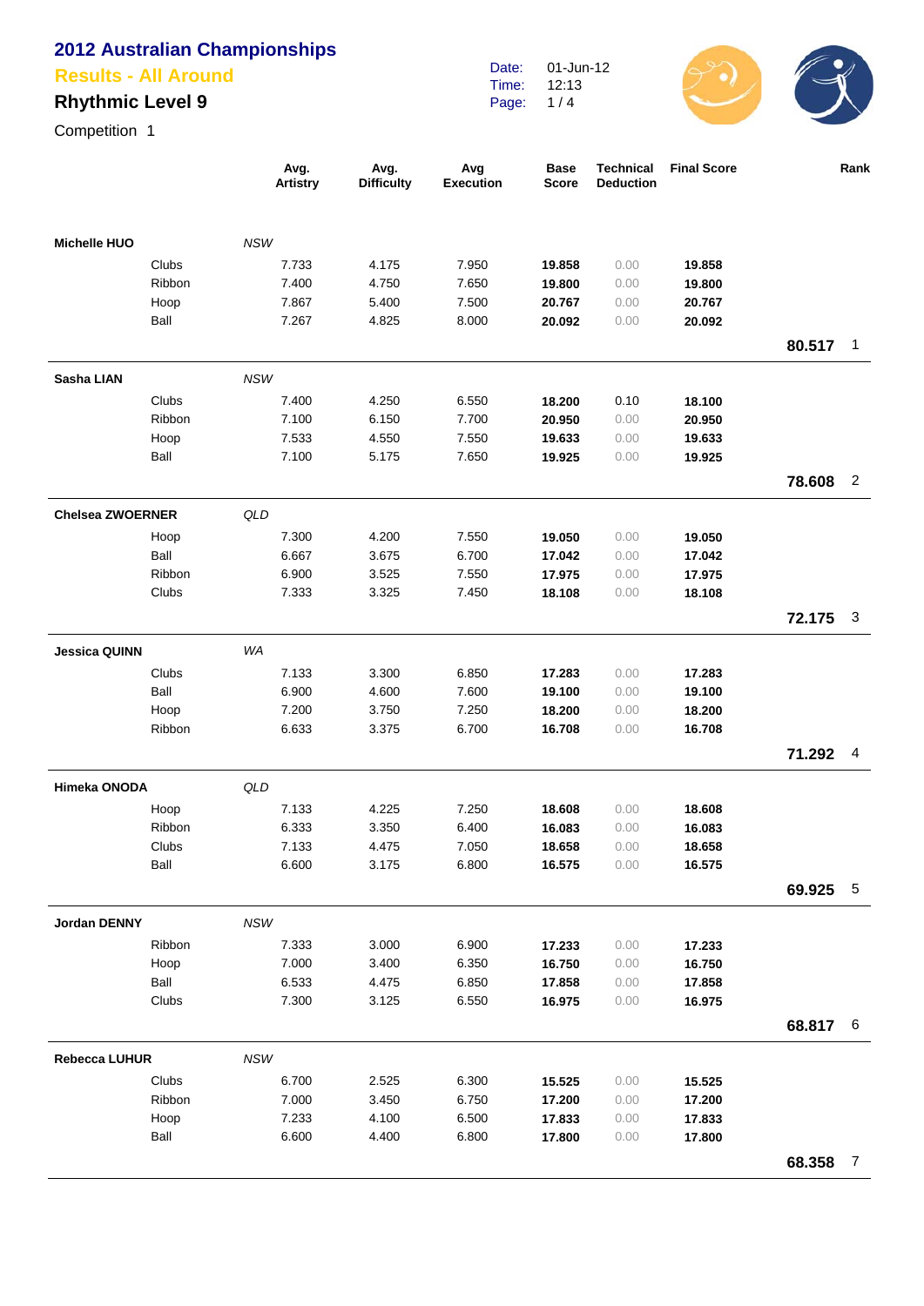# 2012 Australian Championships

## Results - All Around

### Rhythmic Level 9

Competition 1

Date: 01-Jun-12
Time: 12:13

| | | | Avg. Artistry | Avg. Difficulty | Avg Execution | Base Score | Technical Deduction | Final Score | | Rank |
|---|---|---|---|---|---|---|---|---|---|---|
| **Michelle HUO** | | *NSW* | | | | | | | | |
| | Clubs | | 7.733 | 4.175 | 7.950 | **19.858** | 0.00 | **19.858** | | |
| | Ribbon | | 7.400 | 4.750 | 7.650 | **19.800** | 0.00 | **19.800** | | |
| | Hoop | | 7.867 | 5.400 | 7.500 | **20.767** | 0.00 | **20.767** | | |
| | Ball | | 7.267 | 4.825 | 8.000 | **20.092** | 0.00 | **20.092** | | |
| | | | | | | | | | **80.517** | 1 |
| **Sasha LIAN** | | *NSW* | | | | | | | | |
| | Clubs | | 7.400 | 4.250 | 6.550 | **18.200** | 0.10 | **18.100** | | |
| | Ribbon | | 7.100 | 6.150 | 7.700 | **20.950** | 0.00 | **20.950** | | |
| | Hoop | | 7.533 | 4.550 | 7.550 | **19.633** | 0.00 | **19.633** | | |
| | Ball | | 7.100 | 5.175 | 7.650 | **19.925** | 0.00 | **19.925** | | |
| | | | | | | | | | **78.608** | 2 |
| **Chelsea ZWOERNER** | | *QLD* | | | | | | | | |
| | Hoop | | 7.300 | 4.200 | 7.550 | **19.050** | 0.00 | **19.050** | | |
| | Ball | | 6.667 | 3.675 | 6.700 | **17.042** | 0.00 | **17.042** | | |
| | Ribbon | | 6.900 | 3.525 | 7.550 | **17.975** | 0.00 | **17.975** | | |
| | Clubs | | 7.333 | 3.325 | 7.450 | **18.108** | 0.00 | **18.108** | | |
| | | | | | | | | | **72.175** | 3 |
| **Jessica QUINN** | | *WA* | | | | | | | | |
| | Clubs | | 7.133 | 3.300 | 6.850 | **17.283** | 0.00 | **17.283** | | |
| | Ball | | 6.900 | 4.600 | 7.600 | **19.100** | 0.00 | **19.100** | | |
| | Hoop | | 7.200 | 3.750 | 7.250 | **18.200** | 0.00 | **18.200** | | |
| | Ribbon | | 6.633 | 3.375 | 6.700 | **16.708** | 0.00 | **16.708** | | |
| | | | | | | | | | **71.292** | 4 |
| **Himeka ONODA** | | *QLD* | | | | | | | | |
| | Hoop | | 7.133 | 4.225 | 7.250 | **18.608** | 0.00 | **18.608** | | |
| | Ribbon | | 6.333 | 3.350 | 6.400 | **16.083** | 0.00 | **16.083** | | |
| | Clubs | | 7.133 | 4.475 | 7.050 | **18.658** | 0.00 | **18.658** | | |
| | Ball | | 6.600 | 3.175 | 6.800 | **16.575** | 0.00 | **16.575** | | |
| | | | | | | | | | **69.925** | 5 |
| **Jordan DENNY** | | *NSW* | | | | | | | | |
| | Ribbon | | 7.333 | 3.000 | 6.900 | **17.233** | 0.00 | **17.233** | | |
| | Hoop | | 7.000 | 3.400 | 6.350 | **16.750** | 0.00 | **16.750** | | |
| | Ball | | 6.533 | 4.475 | 6.850 | **17.858** | 0.00 | **17.858** | | |
| | Clubs | | 7.300 | 3.125 | 6.550 | **16.975** | 0.00 | **16.975** | | |
| | | | | | | | | | **68.817** | 6 |
| **Rebecca LUHUR** | | *NSW* | | | | | | | | |
| | Clubs | | 6.700 | 2.525 | 6.300 | **15.525** | 0.00 | **15.525** | | |
| | Ribbon | | 7.000 | 3.450 | 6.750 | **17.200** | 0.00 | **17.200** | | |
| | Hoop | | 7.233 | 4.100 | 6.500 | **17.833** | 0.00 | **17.833** | | |
| | Ball | | 6.600 | 4.400 | 6.800 | **17.800** | 0.00 | **17.800** | | |
| | | | | | | | | | **68.358** | 7 |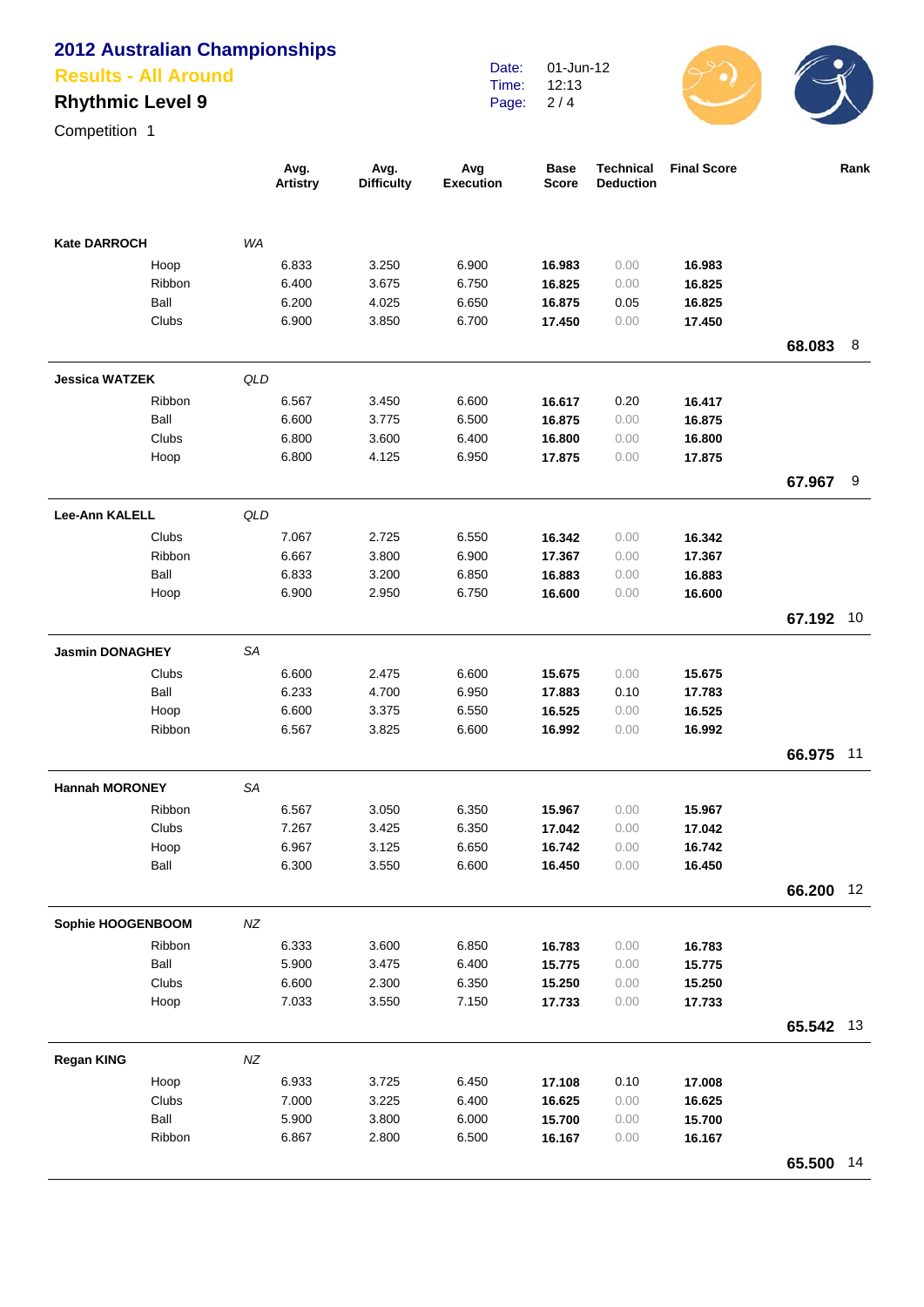# 2012 Australian Championships

## Results - All Around

### Rhythmic Level 9

Competition 1

Date: 01-Jun-12
Time: 12:13

| | | Avg. Artistry | Avg. Difficulty | Avg Execution | Base Score | Technical Deduction | Final Score | | Rank |
|---|---|---|---|---|---|---|---|---|---|
| **Kate DARROCH** | *WA* | | | | | | | | |
| Hoop | | 6.833 | 3.250 | 6.900 | **16.983** | 0.00 | **16.983** | | |
| Ribbon | | 6.400 | 3.675 | 6.750 | **16.825** | 0.00 | **16.825** | | |
| Ball | | 6.200 | 4.025 | 6.650 | **16.875** | 0.05 | **16.825** | | |
| Clubs | | 6.900 | 3.850 | 6.700 | **17.450** | 0.00 | **17.450** | | |
| | | | | | | | | **68.083** | 8 |
| **Jessica WATZEK** | *QLD* | | | | | | | | |
| Ribbon | | 6.567 | 3.450 | 6.600 | **16.617** | 0.20 | **16.417** | | |
| Ball | | 6.600 | 3.775 | 6.500 | **16.875** | 0.00 | **16.875** | | |
| Clubs | | 6.800 | 3.600 | 6.400 | **16.800** | 0.00 | **16.800** | | |
| Hoop | | 6.800 | 4.125 | 6.950 | **17.875** | 0.00 | **17.875** | | |
| | | | | | | | | **67.967** | 9 |
| **Lee-Ann KALELL** | *QLD* | | | | | | | | |
| Clubs | | 7.067 | 2.725 | 6.550 | **16.342** | 0.00 | **16.342** | | |
| Ribbon | | 6.667 | 3.800 | 6.900 | **17.367** | 0.00 | **17.367** | | |
| Ball | | 6.833 | 3.200 | 6.850 | **16.883** | 0.00 | **16.883** | | |
| Hoop | | 6.900 | 2.950 | 6.750 | **16.600** | 0.00 | **16.600** | | |
| | | | | | | | | **67.192** | 10 |
| **Jasmin DONAGHEY** | *SA* | | | | | | | | |
| Clubs | | 6.600 | 2.475 | 6.600 | **15.675** | 0.00 | **15.675** | | |
| Ball | | 6.233 | 4.700 | 6.950 | **17.883** | 0.10 | **17.783** | | |
| Hoop | | 6.600 | 3.375 | 6.550 | **16.525** | 0.00 | **16.525** | | |
| Ribbon | | 6.567 | 3.825 | 6.600 | **16.992** | 0.00 | **16.992** | | |
| | | | | | | | | **66.975** | 11 |
| **Hannah MORONEY** | *SA* | | | | | | | | |
| Ribbon | | 6.567 | 3.050 | 6.350 | **15.967** | 0.00 | **15.967** | | |
| Clubs | | 7.267 | 3.425 | 6.350 | **17.042** | 0.00 | **17.042** | | |
| Hoop | | 6.967 | 3.125 | 6.650 | **16.742** | 0.00 | **16.742** | | |
| Ball | | 6.300 | 3.550 | 6.600 | **16.450** | 0.00 | **16.450** | | |
| | | | | | | | | **66.200** | 12 |
| **Sophie HOOGENBOOM** | *NZ* | | | | | | | | |
| Ribbon | | 6.333 | 3.600 | 6.850 | **16.783** | 0.00 | **16.783** | | |
| Ball | | 5.900 | 3.475 | 6.400 | **15.775** | 0.00 | **15.775** | | |
| Clubs | | 6.600 | 2.300 | 6.350 | **15.250** | 0.00 | **15.250** | | |
| Hoop | | 7.033 | 3.550 | 7.150 | **17.733** | 0.00 | **17.733** | | |
| | | | | | | | | **65.542** | 13 |
| **Regan KING** | *NZ* | | | | | | | | |
| Hoop | | 6.933 | 3.725 | 6.450 | **17.108** | 0.10 | **17.008** | | |
| Clubs | | 7.000 | 3.225 | 6.400 | **16.625** | 0.00 | **16.625** | | |
| Ball | | 5.900 | 3.800 | 6.000 | **15.700** | 0.00 | **15.700** | | |
| Ribbon | | 6.867 | 2.800 | 6.500 | **16.167** | 0.00 | **16.167** | | |
| | | | | | | | | **65.500** | 14 |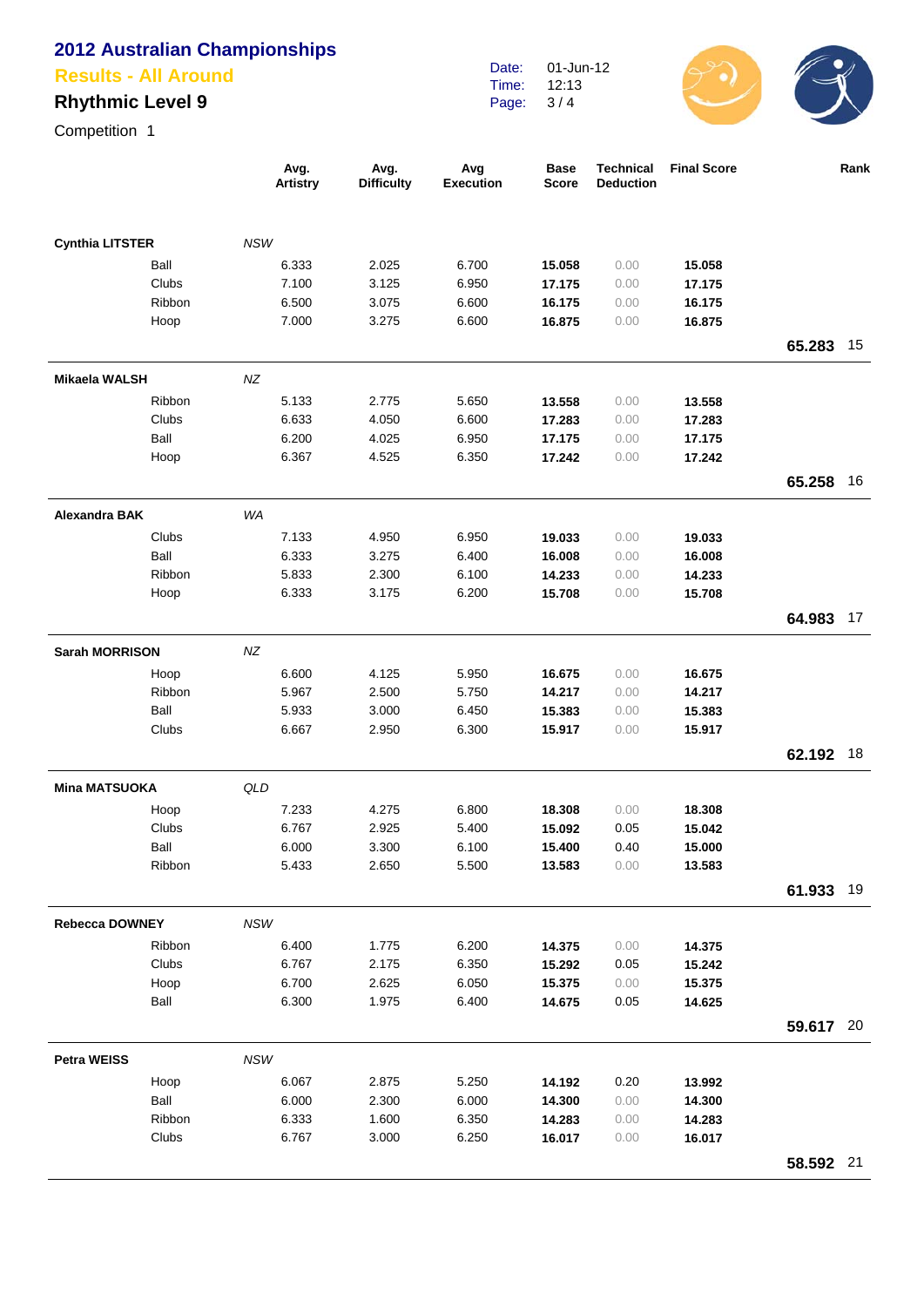# 2012 Australian Championships

## Results - All Around

### Rhythmic Level 9

Competition 1

Date: 01-Jun-12
Time: 12:13

| | | Avg. Artistry | Avg. Difficulty | Avg Execution | Base Score | Technical Deduction | Final Score | | Rank |
|---|---|---|---|---|---|---|---|---|---|
| **Cynthia LITSTER** | *NSW* | | | | | | | | |
| | Ball | 6.333 | 2.025 | 6.700 | **15.058** | 0.00 | **15.058** | | |
| | Clubs | 7.100 | 3.125 | 6.950 | **17.175** | 0.00 | **17.175** | | |
| | Ribbon | 6.500 | 3.075 | 6.600 | **16.175** | 0.00 | **16.175** | | |
| | Hoop | 7.000 | 3.275 | 6.600 | **16.875** | 0.00 | **16.875** | | |
| | | | | | | | | **65.283** | 15 |
| **Mikaela WALSH** | *NZ* | | | | | | | | |
| | Ribbon | 5.133 | 2.775 | 5.650 | **13.558** | 0.00 | **13.558** | | |
| | Clubs | 6.633 | 4.050 | 6.600 | **17.283** | 0.00 | **17.283** | | |
| | Ball | 6.200 | 4.025 | 6.950 | **17.175** | 0.00 | **17.175** | | |
| | Hoop | 6.367 | 4.525 | 6.350 | **17.242** | 0.00 | **17.242** | | |
| | | | | | | | | **65.258** | 16 |
| **Alexandra BAK** | *WA* | | | | | | | | |
| | Clubs | 7.133 | 4.950 | 6.950 | **19.033** | 0.00 | **19.033** | | |
| | Ball | 6.333 | 3.275 | 6.400 | **16.008** | 0.00 | **16.008** | | |
| | Ribbon | 5.833 | 2.300 | 6.100 | **14.233** | 0.00 | **14.233** | | |
| | Hoop | 6.333 | 3.175 | 6.200 | **15.708** | 0.00 | **15.708** | | |
| | | | | | | | | **64.983** | 17 |
| **Sarah MORRISON** | *NZ* | | | | | | | | |
| | Hoop | 6.600 | 4.125 | 5.950 | **16.675** | 0.00 | **16.675** | | |
| | Ribbon | 5.967 | 2.500 | 5.750 | **14.217** | 0.00 | **14.217** | | |
| | Ball | 5.933 | 3.000 | 6.450 | **15.383** | 0.00 | **15.383** | | |
| | Clubs | 6.667 | 2.950 | 6.300 | **15.917** | 0.00 | **15.917** | | |
| | | | | | | | | **62.192** | 18 |
| **Mina MATSUOKA** | *QLD* | | | | | | | | |
| | Hoop | 7.233 | 4.275 | 6.800 | **18.308** | 0.00 | **18.308** | | |
| | Clubs | 6.767 | 2.925 | 5.400 | **15.092** | 0.05 | **15.042** | | |
| | Ball | 6.000 | 3.300 | 6.100 | **15.400** | 0.40 | **15.000** | | |
| | Ribbon | 5.433 | 2.650 | 5.500 | **13.583** | 0.00 | **13.583** | | |
| | | | | | | | | **61.933** | 19 |
| **Rebecca DOWNEY** | *NSW* | | | | | | | | |
| | Ribbon | 6.400 | 1.775 | 6.200 | **14.375** | 0.00 | **14.375** | | |
| | Clubs | 6.767 | 2.175 | 6.350 | **15.292** | 0.05 | **15.242** | | |
| | Hoop | 6.700 | 2.625 | 6.050 | **15.375** | 0.00 | **15.375** | | |
| | Ball | 6.300 | 1.975 | 6.400 | **14.675** | 0.05 | **14.625** | | |
| | | | | | | | | **59.617** | 20 |
| **Petra WEISS** | *NSW* | | | | | | | | |
| | Hoop | 6.067 | 2.875 | 5.250 | **14.192** | 0.20 | **13.992** | | |
| | Ball | 6.000 | 2.300 | 6.000 | **14.300** | 0.00 | **14.300** | | |
| | Ribbon | 6.333 | 1.600 | 6.350 | **14.283** | 0.00 | **14.283** | | |
| | Clubs | 6.767 | 3.000 | 6.250 | **16.017** | 0.00 | **16.017** | | |
| | | | | | | | | **58.592** | 21 |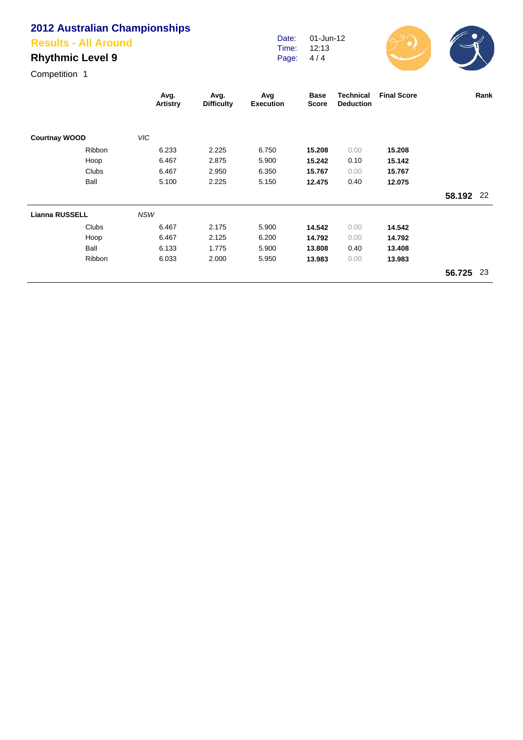# 2012 Australian Championships

## Results - All Around

### Rhythmic Level 9

Competition 1

Date: 01-Jun-12
Time: 12:13

| | | Avg. Artistry | Avg. Difficulty | Avg Execution | Base Score | Technical Deduction | Final Score | | Rank |
|---|---|---|---|---|---|---|---|---|---|
| **Courtnay WOOD** | *VIC* | | | | | | | | |
| | Ribbon | 6.233 | 2.225 | 6.750 | **15.208** | 0.00 | **15.208** | | |
| | Hoop | 6.467 | 2.875 | 5.900 | **15.242** | 0.10 | **15.142** | | |
| | Clubs | 6.467 | 2.950 | 6.350 | **15.767** | 0.00 | **15.767** | | |
| | Ball | 5.100 | 2.225 | 5.150 | **12.475** | 0.40 | **12.075** | | |
| | | | | | | | | **58.192** | 22 |
| **Lianna RUSSELL** | *NSW* | | | | | | | | |
| | Clubs | 6.467 | 2.175 | 5.900 | **14.542** | 0.00 | **14.542** | | |
| | Hoop | 6.467 | 2.125 | 6.200 | **14.792** | 0.00 | **14.792** | | |
| | Ball | 6.133 | 1.775 | 5.900 | **13.808** | 0.40 | **13.408** | | |
| | Ribbon | 6.033 | 2.000 | 5.950 | **13.983** | 0.00 | **13.983** | | |
| | | | | | | | | **56.725** | 23 |